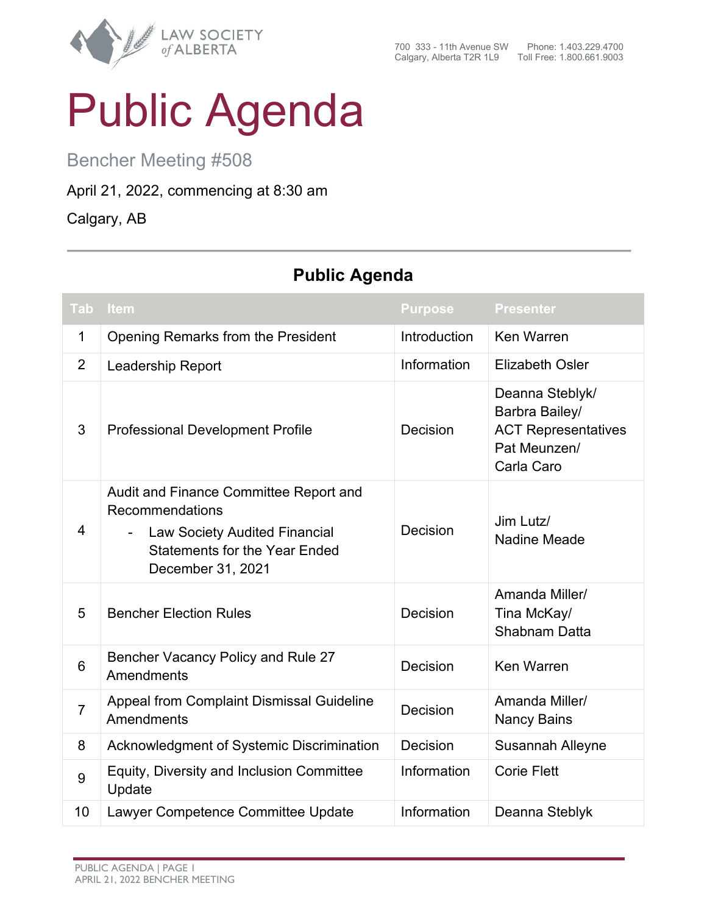LAW SOCIETY of ALBERTA

700 333 - 11th Avenue SW
Calgary, Alberta T2R 1L9

Phone: 1.403.229.4700
Toll Free: 1.800.661.9003

# Public Agenda

## Bencher Meeting #508

April 21, 2022, commencing at 8:30 am

Calgary, AB

## Public Agenda

| Tab | Item | Purpose | Presenter |
|---|---|---|---|
| 1 | Opening Remarks from the President | Introduction | Ken Warren |
| 2 | Leadership Report | Information | Elizabeth Osler |
| 3 | Professional Development Profile | Decision | Deanna Steblyk/ Barbra Bailey/ ACT Representatives Pat Meunzen/ Carla Caro |
| 4 | Audit and Finance Committee Report and Recommendations<br>- Law Society Audited Financial Statements for the Year Ended December 31, 2021 | Decision | Jim Lutz/ Nadine Meade |
| 5 | Bencher Election Rules | Decision | Amanda Miller/ Tina McKay/ Shabnam Datta |
| 6 | Bencher Vacancy Policy and Rule 27 Amendments | Decision | Ken Warren |
| 7 | Appeal from Complaint Dismissal Guideline Amendments | Decision | Amanda Miller/ Nancy Bains |
| 8 | Acknowledgment of Systemic Discrimination | Decision | Susannah Alleyne |
| 9 | Equity, Diversity and Inclusion Committee Update | Information | Corie Flett |
| 10 | Lawyer Competence Committee Update | Information | Deanna Steblyk |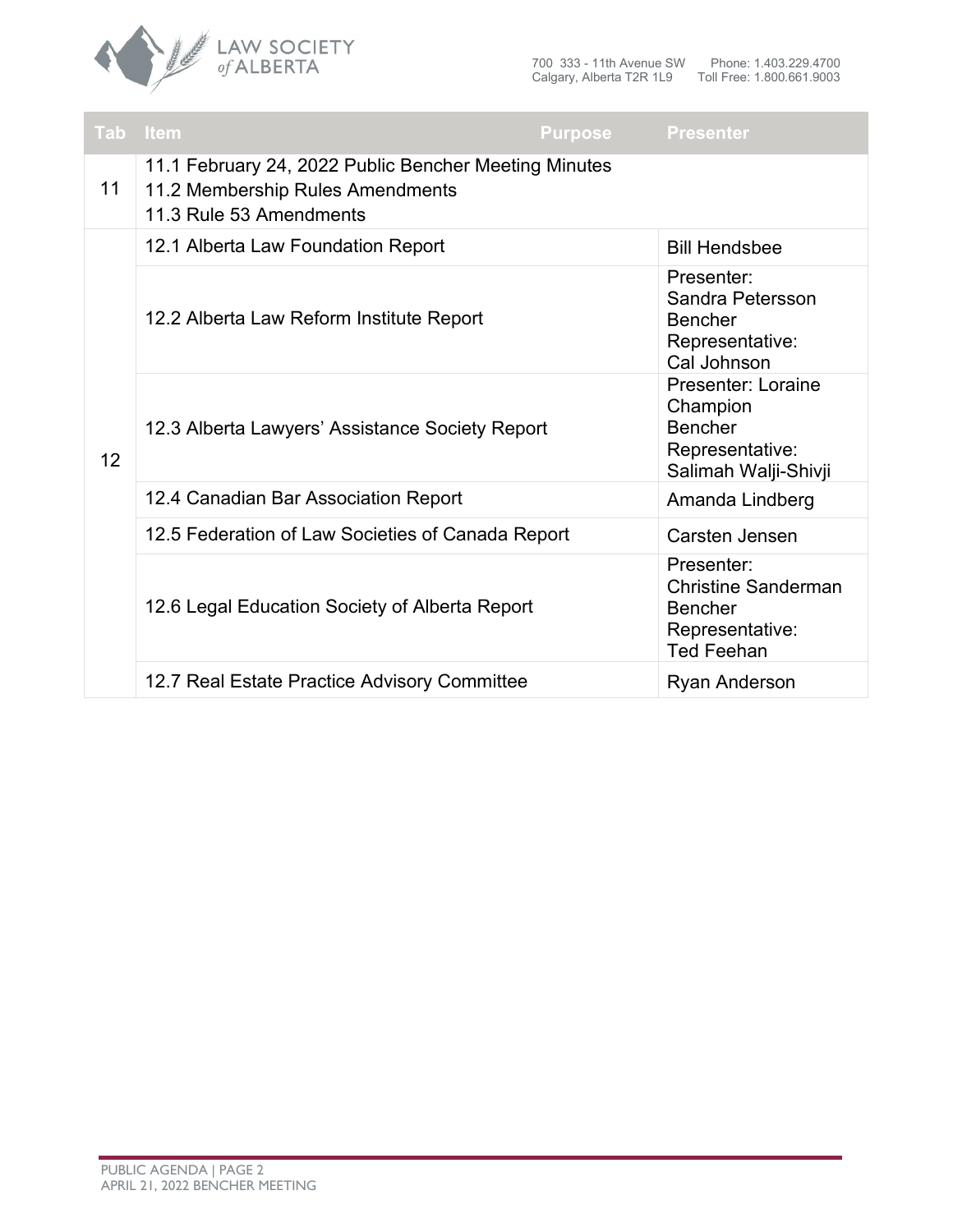| Tab | Item | Purpose | Presenter |
|---|---|---|---|
| 11 | 11.1 February 24, 2022 Public Bencher Meeting Minutes<br>11.2 Membership Rules Amendments<br>11.3 Rule 53 Amendments | | |
| 12 | 12.1 Alberta Law Foundation Report | | Bill Hendsbee |
| | 12.2 Alberta Law Reform Institute Report | | Presenter: Sandra Petersson<br>Bencher Representative: Cal Johnson |
| | 12.3 Alberta Lawyers' Assistance Society Report | | Presenter: Loraine Champion<br>Bencher Representative: Salimah Walji-Shivji |
| | 12.4 Canadian Bar Association Report | | Amanda Lindberg |
| | 12.5 Federation of Law Societies of Canada Report | | Carsten Jensen |
| | 12.6 Legal Education Society of Alberta Report | | Presenter: Christine Sanderman<br>Bencher Representative: Ted Feehan |
| | 12.7 Real Estate Practice Advisory Committee | | Ryan Anderson |